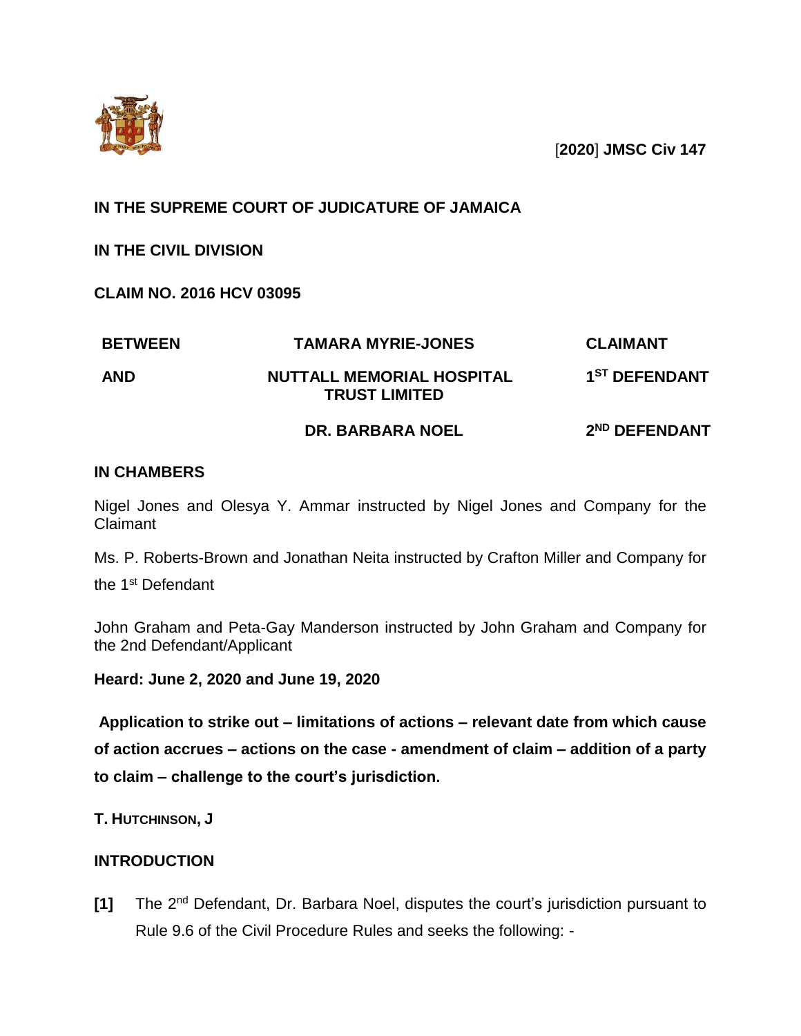[**2020**] **JMSC Civ 147**

**IN THE SUPREME COURT OF JUDICATURE OF JAMAICA**

**IN THE CIVIL DIVISION**

**CLAIM NO. 2016 HCV 03095**

| | | |
|---|---|---|
| **BETWEEN** | **TAMARA MYRIE-JONES** | **CLAIMANT** |
| **AND** | **NUTTALL MEMORIAL HOSPITAL TRUST LIMITED** | **1ST DEFENDANT** |
| | **DR. BARBARA NOEL** | **2ND DEFENDANT** |

**IN CHAMBERS**

Nigel Jones and Olesya Y. Ammar instructed by Nigel Jones and Company for the Claimant

Ms. P. Roberts-Brown and Jonathan Neita instructed by Crafton Miller and Company for the 1st Defendant

John Graham and Peta-Gay Manderson instructed by John Graham and Company for the 2nd Defendant/Applicant

**Heard: June 2, 2020 and June 19, 2020**

**Application to strike out – limitations of actions – relevant date from which cause of action accrues – actions on the case - amendment of claim – addition of a party to claim – challenge to the court's jurisdiction.**

**T. HUTCHINSON, J**

**INTRODUCTION**

**[1]** The 2nd Defendant, Dr. Barbara Noel, disputes the court's jurisdiction pursuant to Rule 9.6 of the Civil Procedure Rules and seeks the following: -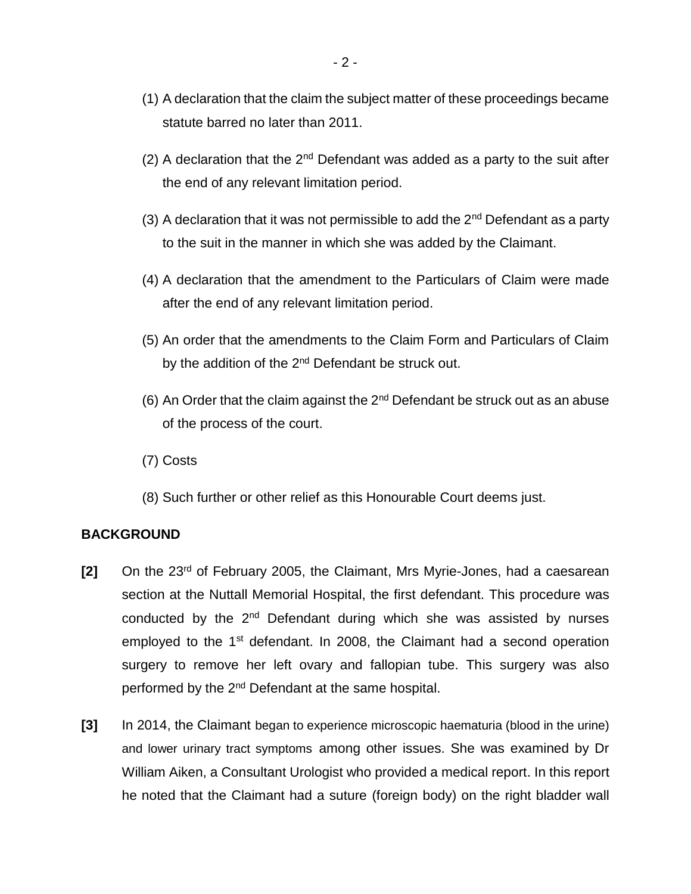(1) A declaration that the claim the subject matter of these proceedings became statute barred no later than 2011.

(2) A declaration that the 2nd Defendant was added as a party to the suit after the end of any relevant limitation period.

(3) A declaration that it was not permissible to add the 2nd Defendant as a party to the suit in the manner in which she was added by the Claimant.

(4) A declaration that the amendment to the Particulars of Claim were made after the end of any relevant limitation period.

(5) An order that the amendments to the Claim Form and Particulars of Claim by the addition of the 2nd Defendant be struck out.

(6) An Order that the claim against the 2nd Defendant be struck out as an abuse of the process of the court.

(7) Costs

(8) Such further or other relief as this Honourable Court deems just.

**BACKGROUND**

**[2]** On the 23rd of February 2005, the Claimant, Mrs Myrie-Jones, had a caesarean section at the Nuttall Memorial Hospital, the first defendant. This procedure was conducted by the 2nd Defendant during which she was assisted by nurses employed to the 1st defendant. In 2008, the Claimant had a second operation surgery to remove her left ovary and fallopian tube. This surgery was also performed by the 2nd Defendant at the same hospital.

**[3]** In 2014, the Claimant began to experience microscopic haematuria (blood in the urine) and lower urinary tract symptoms among other issues. She was examined by Dr William Aiken, a Consultant Urologist who provided a medical report. In this report he noted that the Claimant had a suture (foreign body) on the right bladder wall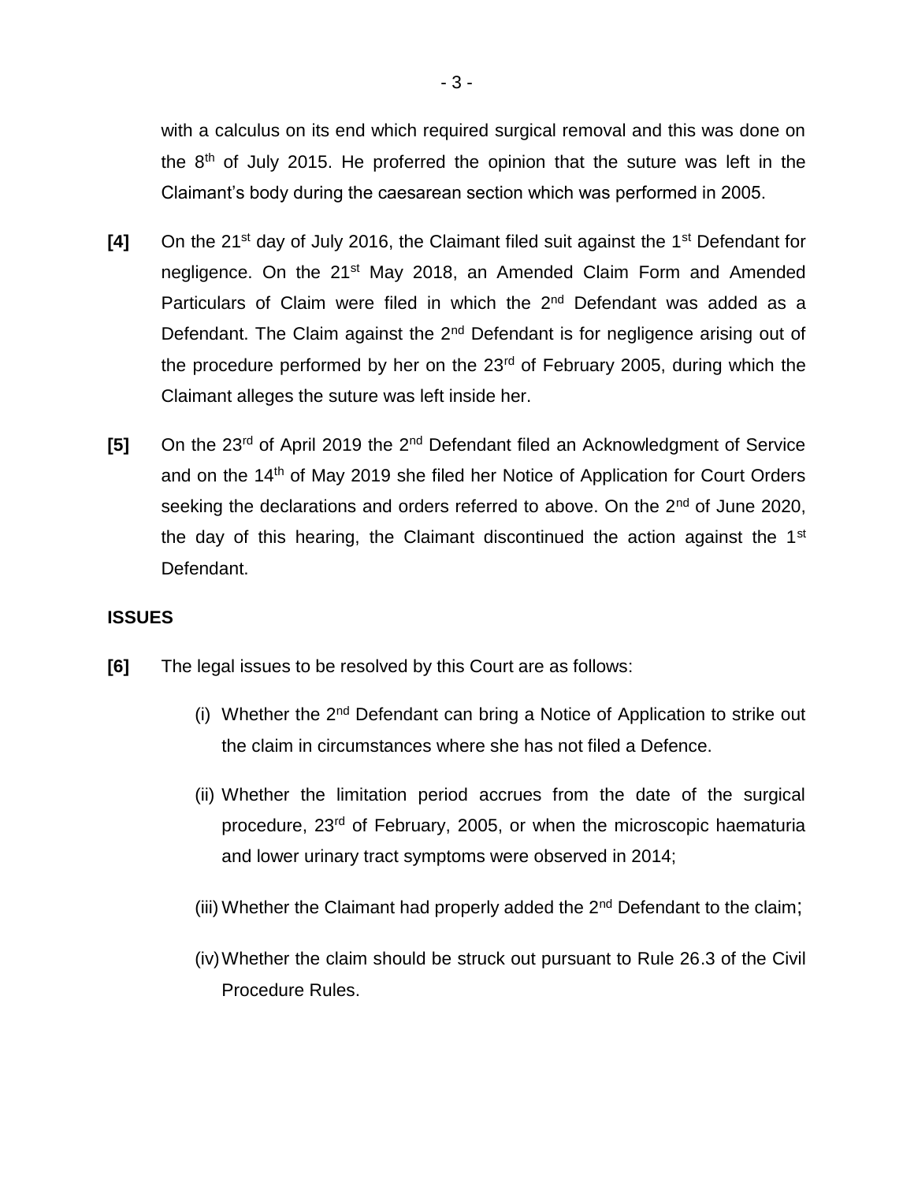with a calculus on its end which required surgical removal and this was done on the 8th of July 2015. He proferred the opinion that the suture was left in the Claimant's body during the caesarean section which was performed in 2005.

**[4]** On the 21st day of July 2016, the Claimant filed suit against the 1st Defendant for negligence. On the 21st May 2018, an Amended Claim Form and Amended Particulars of Claim were filed in which the 2nd Defendant was added as a Defendant. The Claim against the 2nd Defendant is for negligence arising out of the procedure performed by her on the 23rd of February 2005, during which the Claimant alleges the suture was left inside her.

**[5]** On the 23rd of April 2019 the 2nd Defendant filed an Acknowledgment of Service and on the 14th of May 2019 she filed her Notice of Application for Court Orders seeking the declarations and orders referred to above. On the 2nd of June 2020, the day of this hearing, the Claimant discontinued the action against the 1st Defendant.

**ISSUES**

**[6]** The legal issues to be resolved by this Court are as follows:

(i) Whether the 2nd Defendant can bring a Notice of Application to strike out the claim in circumstances where she has not filed a Defence.

(ii) Whether the limitation period accrues from the date of the surgical procedure, 23rd of February, 2005, or when the microscopic haematuria and lower urinary tract symptoms were observed in 2014;

(iii) Whether the Claimant had properly added the 2nd Defendant to the claim;

(iv) Whether the claim should be struck out pursuant to Rule 26.3 of the Civil Procedure Rules.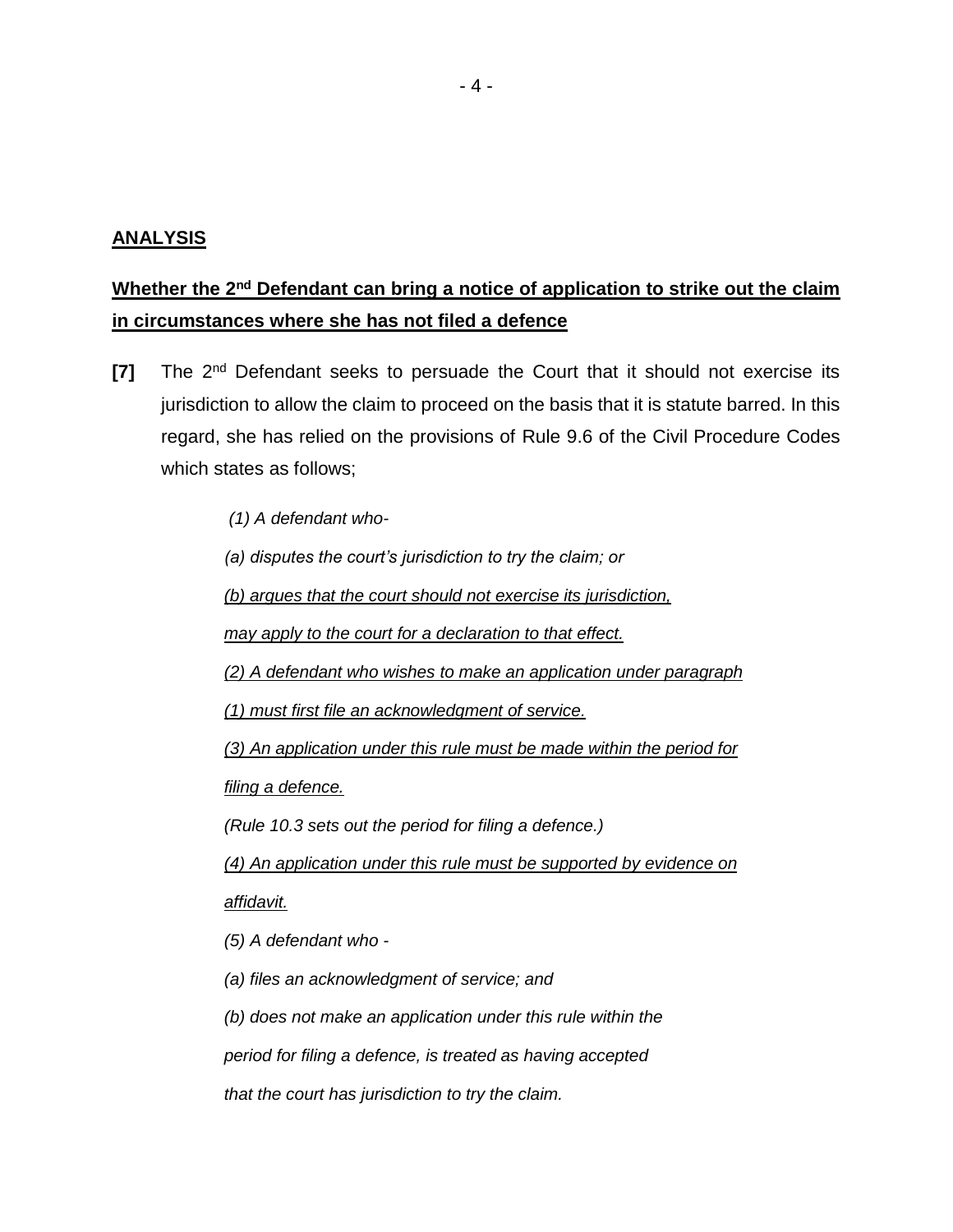## ANALYSIS

### Whether the 2nd Defendant can bring a notice of application to strike out the claim in circumstances where she has not filed a defence

**[7]** The 2nd Defendant seeks to persuade the Court that it should not exercise its jurisdiction to allow the claim to proceed on the basis that it is statute barred. In this regard, she has relied on the provisions of Rule 9.6 of the Civil Procedure Codes which states as follows;

> *(1) A defendant who-*
>
> *(a) disputes the court's jurisdiction to try the claim; or*
>
> *(b) argues that the court should not exercise its jurisdiction,*
>
> *may apply to the court for a declaration to that effect.*
>
> *(2) A defendant who wishes to make an application under paragraph*
>
> *(1) must first file an acknowledgment of service.*
>
> *(3) An application under this rule must be made within the period for*
>
> *filing a defence.*
>
> *(Rule 10.3 sets out the period for filing a defence.)*
>
> *(4) An application under this rule must be supported by evidence on*
>
> *affidavit.*
>
> *(5) A defendant who -*
>
> *(a) files an acknowledgment of service; and*
>
> *(b) does not make an application under this rule within the*
>
> *period for filing a defence, is treated as having accepted*
>
> *that the court has jurisdiction to try the claim.*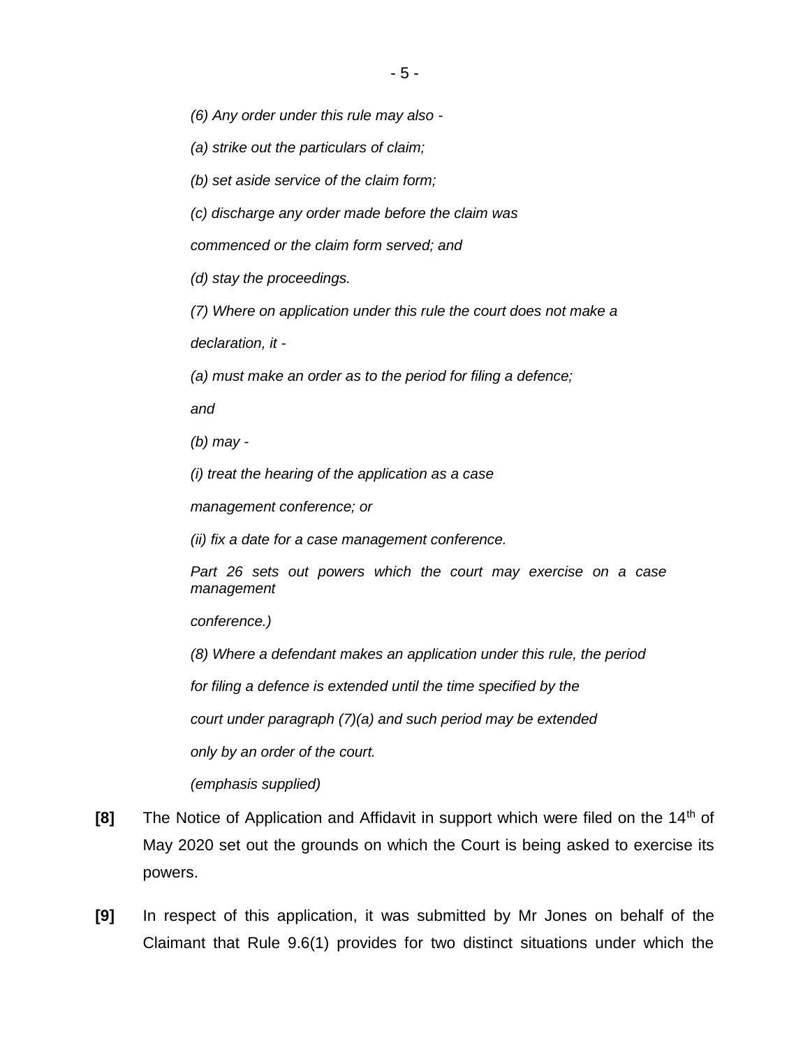*(6) Any order under this rule may also -*

*(a) strike out the particulars of claim;*

*(b) set aside service of the claim form;*

*(c) discharge any order made before the claim was commenced or the claim form served; and*

*(d) stay the proceedings.*

*(7) Where on application under this rule the court does not make a declaration, it -*

*(a) must make an order as to the period for filing a defence; and*

*(b) may -*

*(i) treat the hearing of the application as a case management conference; or*

*(ii) fix a date for a case management conference.*

*Part 26 sets out powers which the court may exercise on a case management conference.)*

*(8) Where a defendant makes an application under this rule, the period for filing a defence is extended until the time specified by the court under paragraph (7)(a) and such period may be extended only by an order of the court.*

*(emphasis supplied)*

**[8]** The Notice of Application and Affidavit in support which were filed on the 14th of May 2020 set out the grounds on which the Court is being asked to exercise its powers.

**[9]** In respect of this application, it was submitted by Mr Jones on behalf of the Claimant that Rule 9.6(1) provides for two distinct situations under which the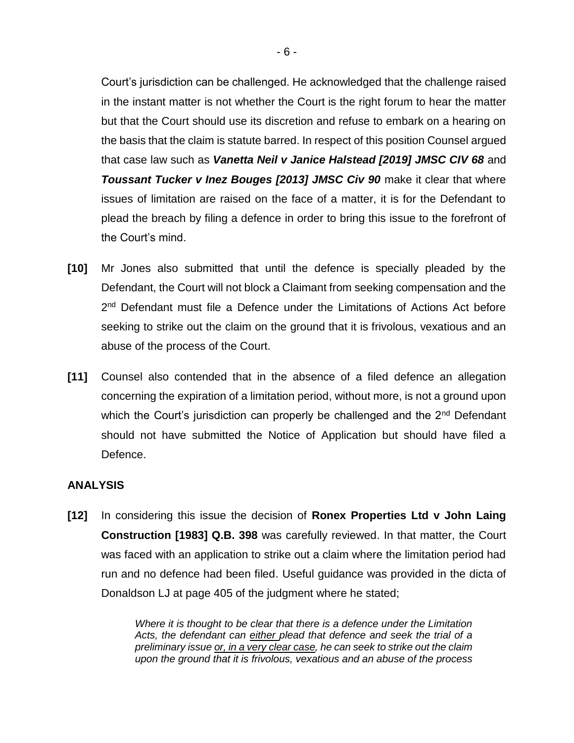Court's jurisdiction can be challenged. He acknowledged that the challenge raised in the instant matter is not whether the Court is the right forum to hear the matter but that the Court should use its discretion and refuse to embark on a hearing on the basis that the claim is statute barred. In respect of this position Counsel argued that case law such as ***Vanetta Neil v Janice Halstead [2019] JMSC CIV 68*** and ***Toussant Tucker v Inez Bouges [2013] JMSC Civ 90*** make it clear that where issues of limitation are raised on the face of a matter, it is for the Defendant to plead the breach by filing a defence in order to bring this issue to the forefront of the Court's mind.

**[10]** Mr Jones also submitted that until the defence is specially pleaded by the Defendant, the Court will not block a Claimant from seeking compensation and the 2nd Defendant must file a Defence under the Limitations of Actions Act before seeking to strike out the claim on the ground that it is frivolous, vexatious and an abuse of the process of the Court.

**[11]** Counsel also contended that in the absence of a filed defence an allegation concerning the expiration of a limitation period, without more, is not a ground upon which the Court's jurisdiction can properly be challenged and the 2nd Defendant should not have submitted the Notice of Application but should have filed a Defence.

## ANALYSIS

**[12]** In considering this issue the decision of **Ronex Properties Ltd v John Laing Construction [1983] Q.B. 398** was carefully reviewed. In that matter, the Court was faced with an application to strike out a claim where the limitation period had run and no defence had been filed. Useful guidance was provided in the dicta of Donaldson LJ at page 405 of the judgment where he stated;

> *Where it is thought to be clear that there is a defence under the Limitation Acts, the defendant can either plead that defence and seek the trial of a preliminary issue or, in a very clear case, he can seek to strike out the claim upon the ground that it is frivolous, vexatious and an abuse of the process*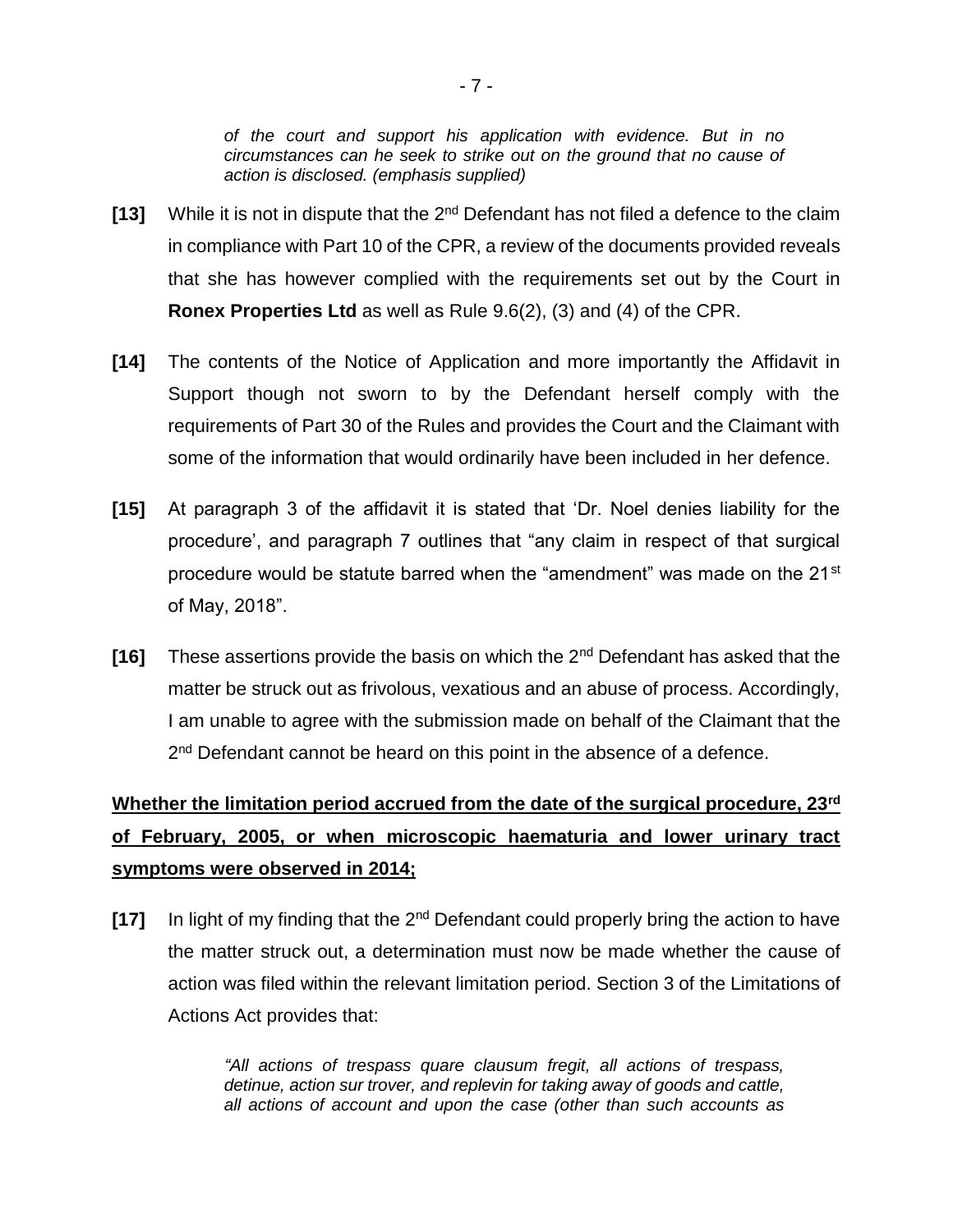*of the court and support his application with evidence. But in no circumstances can he seek to strike out on the ground that no cause of action is disclosed. (emphasis supplied)*

**[13]** While it is not in dispute that the 2nd Defendant has not filed a defence to the claim in compliance with Part 10 of the CPR, a review of the documents provided reveals that she has however complied with the requirements set out by the Court in **Ronex Properties Ltd** as well as Rule 9.6(2), (3) and (4) of the CPR.

**[14]** The contents of the Notice of Application and more importantly the Affidavit in Support though not sworn to by the Defendant herself comply with the requirements of Part 30 of the Rules and provides the Court and the Claimant with some of the information that would ordinarily have been included in her defence.

**[15]** At paragraph 3 of the affidavit it is stated that 'Dr. Noel denies liability for the procedure', and paragraph 7 outlines that "any claim in respect of that surgical procedure would be statute barred when the "amendment" was made on the 21st of May, 2018".

**[16]** These assertions provide the basis on which the 2nd Defendant has asked that the matter be struck out as frivolous, vexatious and an abuse of process. Accordingly, I am unable to agree with the submission made on behalf of the Claimant that the 2nd Defendant cannot be heard on this point in the absence of a defence.

**<u>Whether the limitation period accrued from the date of the surgical procedure, 23rd of February, 2005, or when microscopic haematuria and lower urinary tract symptoms were observed in 2014;</u>**

**[17]** In light of my finding that the 2nd Defendant could properly bring the action to have the matter struck out, a determination must now be made whether the cause of action was filed within the relevant limitation period. Section 3 of the Limitations of Actions Act provides that:

> *"All actions of trespass quare clausum fregit, all actions of trespass, detinue, action sur trover, and replevin for taking away of goods and cattle, all actions of account and upon the case (other than such accounts as*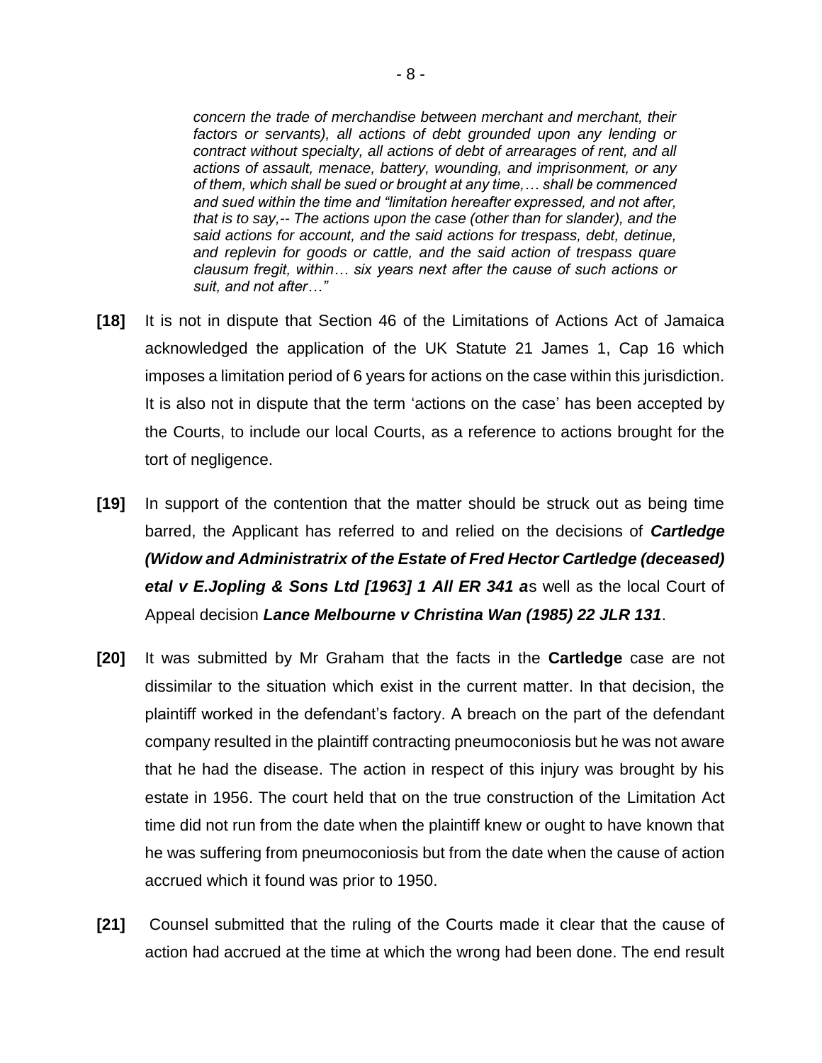*concern the trade of merchandise between merchant and merchant, their factors or servants), all actions of debt grounded upon any lending or contract without specialty, all actions of debt of arrearages of rent, and all actions of assault, menace, battery, wounding, and imprisonment, or any of them, which shall be sued or brought at any time,… shall be commenced and sued within the time and "limitation hereafter expressed, and not after, that is to say,-- The actions upon the case (other than for slander), and the said actions for account, and the said actions for trespass, debt, detinue, and replevin for goods or cattle, and the said action of trespass quare clausum fregit, within… six years next after the cause of such actions or suit, and not after…"*

**[18]** It is not in dispute that Section 46 of the Limitations of Actions Act of Jamaica acknowledged the application of the UK Statute 21 James 1, Cap 16 which imposes a limitation period of 6 years for actions on the case within this jurisdiction. It is also not in dispute that the term 'actions on the case' has been accepted by the Courts, to include our local Courts, as a reference to actions brought for the tort of negligence.

**[19]** In support of the contention that the matter should be struck out as being time barred, the Applicant has referred to and relied on the decisions of ***Cartledge (Widow and Administratrix of the Estate of Fred Hector Cartledge (deceased) etal v E.Jopling & Sons Ltd [1963] 1 All ER 341 a***s well as the local Court of Appeal decision ***Lance Melbourne v Christina Wan (1985) 22 JLR 131***.

**[20]** It was submitted by Mr Graham that the facts in the **Cartledge** case are not dissimilar to the situation which exist in the current matter. In that decision, the plaintiff worked in the defendant's factory. A breach on the part of the defendant company resulted in the plaintiff contracting pneumoconiosis but he was not aware that he had the disease. The action in respect of this injury was brought by his estate in 1956. The court held that on the true construction of the Limitation Act time did not run from the date when the plaintiff knew or ought to have known that he was suffering from pneumoconiosis but from the date when the cause of action accrued which it found was prior to 1950.

**[21]** Counsel submitted that the ruling of the Courts made it clear that the cause of action had accrued at the time at which the wrong had been done. The end result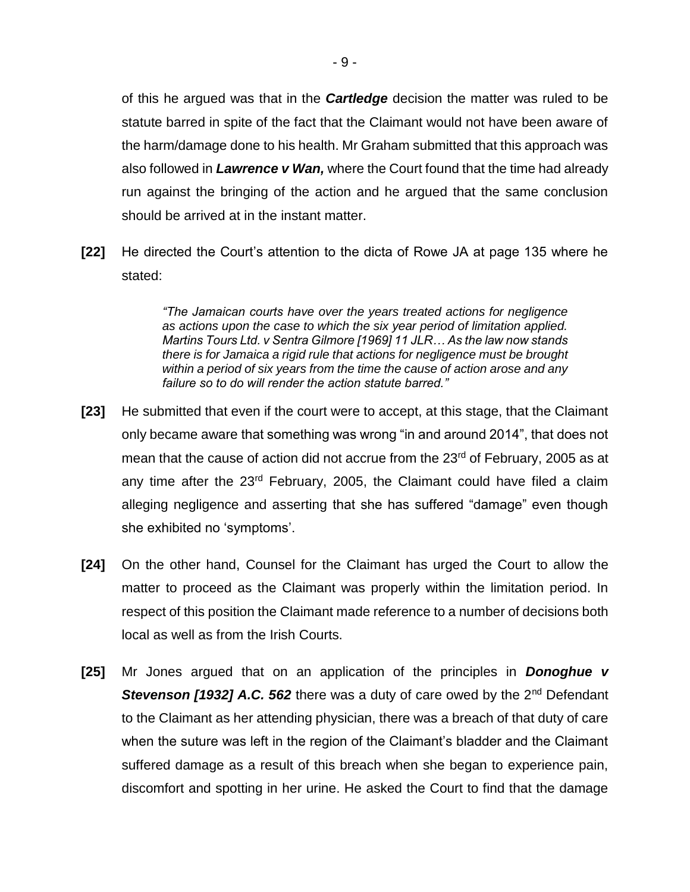of this he argued was that in the ***Cartledge*** decision the matter was ruled to be statute barred in spite of the fact that the Claimant would not have been aware of the harm/damage done to his health. Mr Graham submitted that this approach was also followed in ***Lawrence v Wan,*** where the Court found that the time had already run against the bringing of the action and he argued that the same conclusion should be arrived at in the instant matter.

**[22]** He directed the Court's attention to the dicta of Rowe JA at page 135 where he stated:

> *"The Jamaican courts have over the years treated actions for negligence as actions upon the case to which the six year period of limitation applied. Martins Tours Ltd. v Sentra Gilmore [1969] 11 JLR… As the law now stands there is for Jamaica a rigid rule that actions for negligence must be brought within a period of six years from the time the cause of action arose and any failure so to do will render the action statute barred."*

**[23]** He submitted that even if the court were to accept, at this stage, that the Claimant only became aware that something was wrong "in and around 2014", that does not mean that the cause of action did not accrue from the 23rd of February, 2005 as at any time after the 23rd February, 2005, the Claimant could have filed a claim alleging negligence and asserting that she has suffered "damage" even though she exhibited no 'symptoms'.

**[24]** On the other hand, Counsel for the Claimant has urged the Court to allow the matter to proceed as the Claimant was properly within the limitation period. In respect of this position the Claimant made reference to a number of decisions both local as well as from the Irish Courts.

**[25]** Mr Jones argued that on an application of the principles in ***Donoghue v Stevenson [1932] A.C. 562*** there was a duty of care owed by the 2nd Defendant to the Claimant as her attending physician, there was a breach of that duty of care when the suture was left in the region of the Claimant's bladder and the Claimant suffered damage as a result of this breach when she began to experience pain, discomfort and spotting in her urine. He asked the Court to find that the damage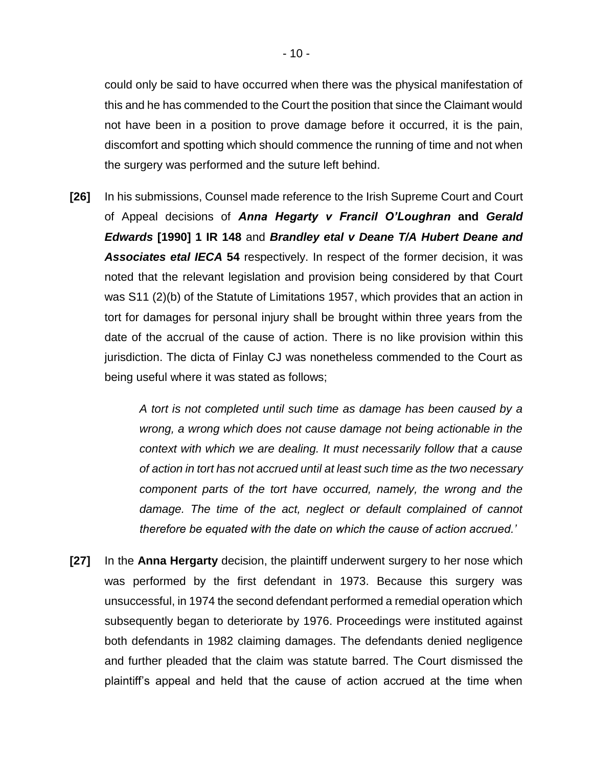could only be said to have occurred when there was the physical manifestation of this and he has commended to the Court the position that since the Claimant would not have been in a position to prove damage before it occurred, it is the pain, discomfort and spotting which should commence the running of time and not when the surgery was performed and the suture left behind.

**[26]** In his submissions, Counsel made reference to the Irish Supreme Court and Court of Appeal decisions of ***Anna Hegarty v Francil O'Loughran*** **and** ***Gerald Edwards*** **[1990] 1 IR 148** and ***Brandley etal v Deane T/A Hubert Deane and Associates etal IECA*** **54** respectively. In respect of the former decision, it was noted that the relevant legislation and provision being considered by that Court was S11 (2)(b) of the Statute of Limitations 1957, which provides that an action in tort for damages for personal injury shall be brought within three years from the date of the accrual of the cause of action. There is no like provision within this jurisdiction. The dicta of Finlay CJ was nonetheless commended to the Court as being useful where it was stated as follows;

> *A tort is not completed until such time as damage has been caused by a wrong, a wrong which does not cause damage not being actionable in the context with which we are dealing. It must necessarily follow that a cause of action in tort has not accrued until at least such time as the two necessary component parts of the tort have occurred, namely, the wrong and the damage. The time of the act, neglect or default complained of cannot therefore be equated with the date on which the cause of action accrued.'*

**[27]** In the **Anna Hergarty** decision, the plaintiff underwent surgery to her nose which was performed by the first defendant in 1973. Because this surgery was unsuccessful, in 1974 the second defendant performed a remedial operation which subsequently began to deteriorate by 1976. Proceedings were instituted against both defendants in 1982 claiming damages. The defendants denied negligence and further pleaded that the claim was statute barred. The Court dismissed the plaintiff's appeal and held that the cause of action accrued at the time when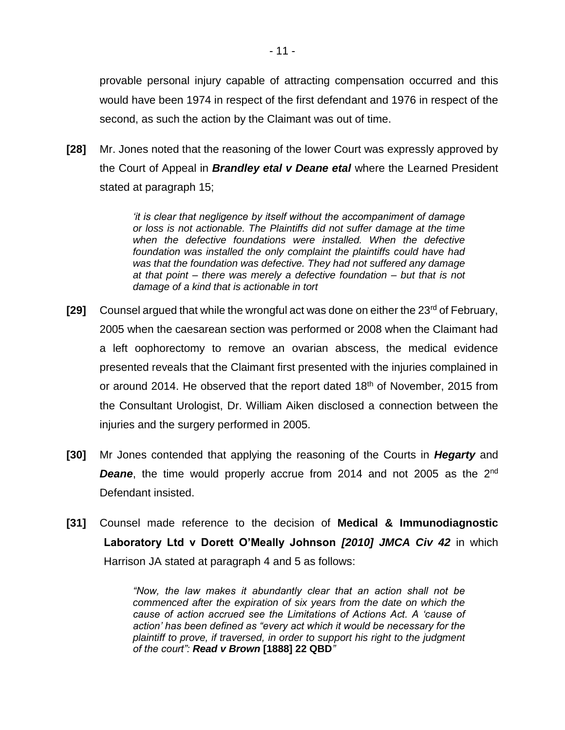provable personal injury capable of attracting compensation occurred and this would have been 1974 in respect of the first defendant and 1976 in respect of the second, as such the action by the Claimant was out of time.

**[28]** Mr. Jones noted that the reasoning of the lower Court was expressly approved by the Court of Appeal in ***Brandley etal v Deane etal*** where the Learned President stated at paragraph 15;

> *'it is clear that negligence by itself without the accompaniment of damage or loss is not actionable. The Plaintiffs did not suffer damage at the time when the defective foundations were installed. When the defective foundation was installed the only complaint the plaintiffs could have had was that the foundation was defective. They had not suffered any damage at that point – there was merely a defective foundation – but that is not damage of a kind that is actionable in tort*

**[29]** Counsel argued that while the wrongful act was done on either the 23rd of February, 2005 when the caesarean section was performed or 2008 when the Claimant had a left oophorectomy to remove an ovarian abscess, the medical evidence presented reveals that the Claimant first presented with the injuries complained in or around 2014. He observed that the report dated 18th of November, 2015 from the Consultant Urologist, Dr. William Aiken disclosed a connection between the injuries and the surgery performed in 2005.

**[30]** Mr Jones contended that applying the reasoning of the Courts in ***Hegarty*** and ***Deane***, the time would properly accrue from 2014 and not 2005 as the 2nd Defendant insisted.

**[31]** Counsel made reference to the decision of **Medical & Immunodiagnostic Laboratory Ltd v Dorett O'Meally Johnson** ***[2010] JMCA Civ 42*** in which Harrison JA stated at paragraph 4 and 5 as follows:

> *"Now, the law makes it abundantly clear that an action shall not be commenced after the expiration of six years from the date on which the cause of action accrued see the Limitations of Actions Act. A 'cause of action' has been defined as "every act which it would be necessary for the plaintiff to prove, if traversed, in order to support his right to the judgment of the court":* ***Read v Brown*** **[1888] 22 QBD***"*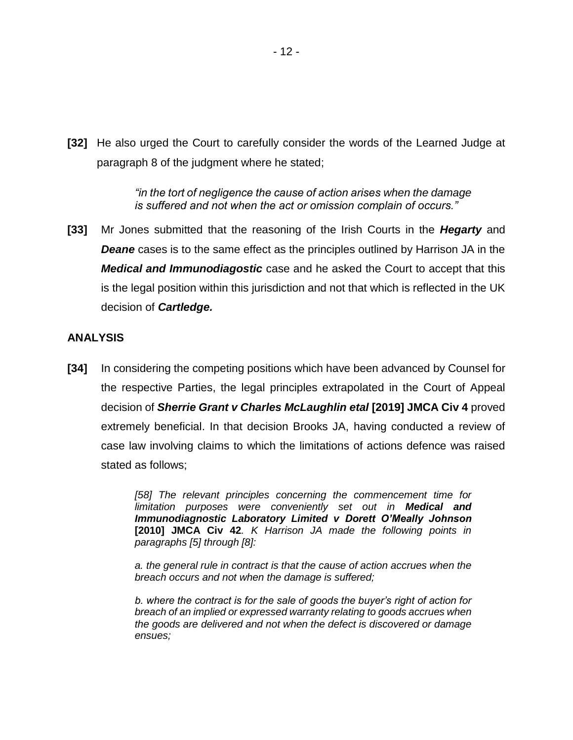**[32]** He also urged the Court to carefully consider the words of the Learned Judge at paragraph 8 of the judgment where he stated;

> *"in the tort of negligence the cause of action arises when the damage is suffered and not when the act or omission complain of occurs."*

**[33]** Mr Jones submitted that the reasoning of the Irish Courts in the ***Hegarty*** and ***Deane*** cases is to the same effect as the principles outlined by Harrison JA in the ***Medical and Immunodiagostic*** case and he asked the Court to accept that this is the legal position within this jurisdiction and not that which is reflected in the UK decision of ***Cartledge.***

## ANALYSIS

**[34]** In considering the competing positions which have been advanced by Counsel for the respective Parties, the legal principles extrapolated in the Court of Appeal decision of ***Sherrie Grant v Charles McLaughlin etal*** **[2019] JMCA Civ 4** proved extremely beneficial. In that decision Brooks JA, having conducted a review of case law involving claims to which the limitations of actions defence was raised stated as follows;

> *[58] The relevant principles concerning the commencement time for limitation purposes were conveniently set out in* ***Medical and Immunodiagnostic Laboratory Limited v Dorett O'Meally Johnson*** **[2010] JMCA Civ 42***. K Harrison JA made the following points in paragraphs [5] through [8]:*
>
> *a. the general rule in contract is that the cause of action accrues when the breach occurs and not when the damage is suffered;*
>
> *b. where the contract is for the sale of goods the buyer's right of action for breach of an implied or expressed warranty relating to goods accrues when the goods are delivered and not when the defect is discovered or damage ensues;*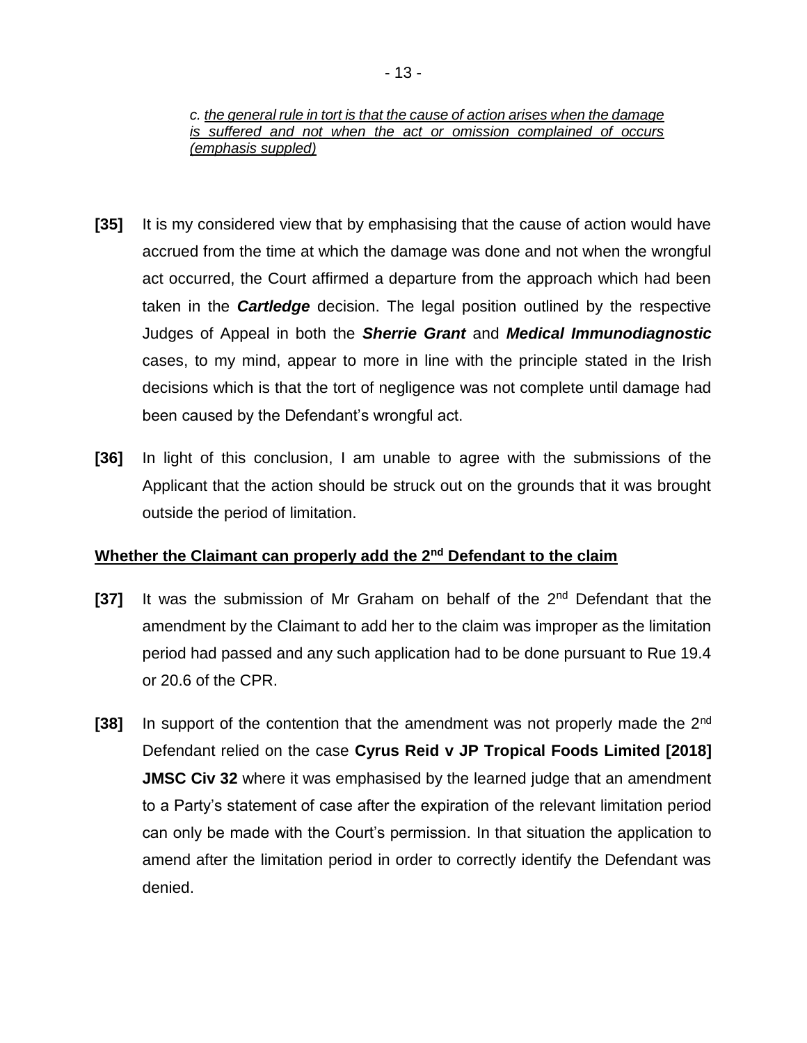*c. <u>the general rule in tort is that the cause of action arises when the damage is suffered and not when the act or omission complained of occurs (emphasis suppled)</u>*

**[35]** It is my considered view that by emphasising that the cause of action would have accrued from the time at which the damage was done and not when the wrongful act occurred, the Court affirmed a departure from the approach which had been taken in the ***Cartledge*** decision. The legal position outlined by the respective Judges of Appeal in both the ***Sherrie Grant*** and ***Medical Immunodiagnostic*** cases, to my mind, appear to more in line with the principle stated in the Irish decisions which is that the tort of negligence was not complete until damage had been caused by the Defendant's wrongful act.

**[36]** In light of this conclusion, I am unable to agree with the submissions of the Applicant that the action should be struck out on the grounds that it was brought outside the period of limitation.

## **<u>Whether the Claimant can properly add the 2nd Defendant to the claim</u>**

**[37]** It was the submission of Mr Graham on behalf of the 2nd Defendant that the amendment by the Claimant to add her to the claim was improper as the limitation period had passed and any such application had to be done pursuant to Rue 19.4 or 20.6 of the CPR.

**[38]** In support of the contention that the amendment was not properly made the 2nd Defendant relied on the case **Cyrus Reid v JP Tropical Foods Limited [2018] JMSC Civ 32** where it was emphasised by the learned judge that an amendment to a Party's statement of case after the expiration of the relevant limitation period can only be made with the Court's permission. In that situation the application to amend after the limitation period in order to correctly identify the Defendant was denied.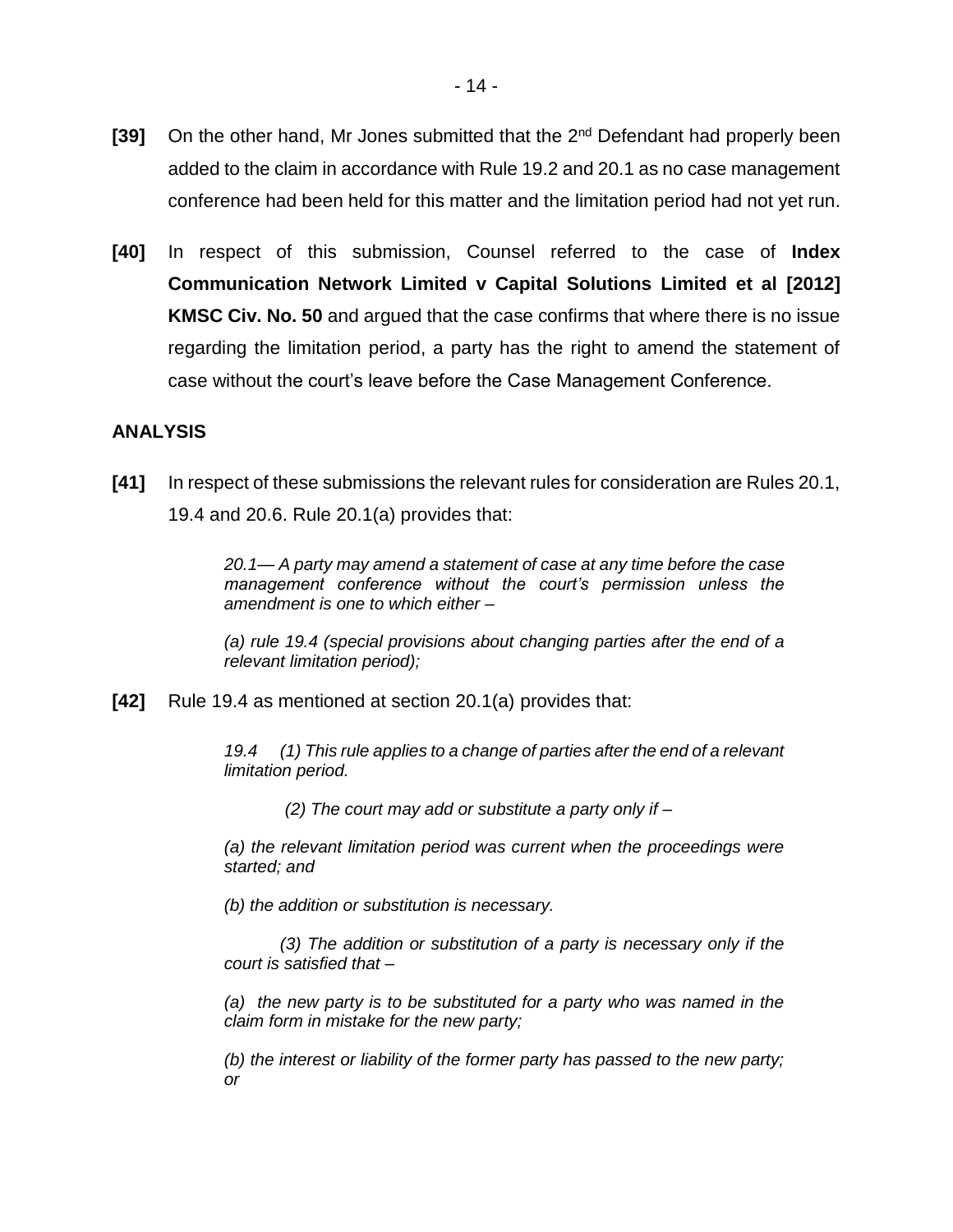**[39]** On the other hand, Mr Jones submitted that the 2nd Defendant had properly been added to the claim in accordance with Rule 19.2 and 20.1 as no case management conference had been held for this matter and the limitation period had not yet run.

**[40]** In respect of this submission, Counsel referred to the case of **Index Communication Network Limited v Capital Solutions Limited et al [2012] KMSC Civ. No. 50** and argued that the case confirms that where there is no issue regarding the limitation period, a party has the right to amend the statement of case without the court's leave before the Case Management Conference.

## ANALYSIS

**[41]** In respect of these submissions the relevant rules for consideration are Rules 20.1, 19.4 and 20.6. Rule 20.1(a) provides that:

> *20.1— A party may amend a statement of case at any time before the case management conference without the court's permission unless the amendment is one to which either –*
>
> *(a) rule 19.4 (special provisions about changing parties after the end of a relevant limitation period);*

**[42]** Rule 19.4 as mentioned at section 20.1(a) provides that:

> *19.4 (1) This rule applies to a change of parties after the end of a relevant limitation period.*
>
> *(2) The court may add or substitute a party only if –*
>
> *(a) the relevant limitation period was current when the proceedings were started; and*
>
> *(b) the addition or substitution is necessary.*
>
> *(3) The addition or substitution of a party is necessary only if the court is satisfied that –*
>
> *(a) the new party is to be substituted for a party who was named in the claim form in mistake for the new party;*
>
> *(b) the interest or liability of the former party has passed to the new party; or*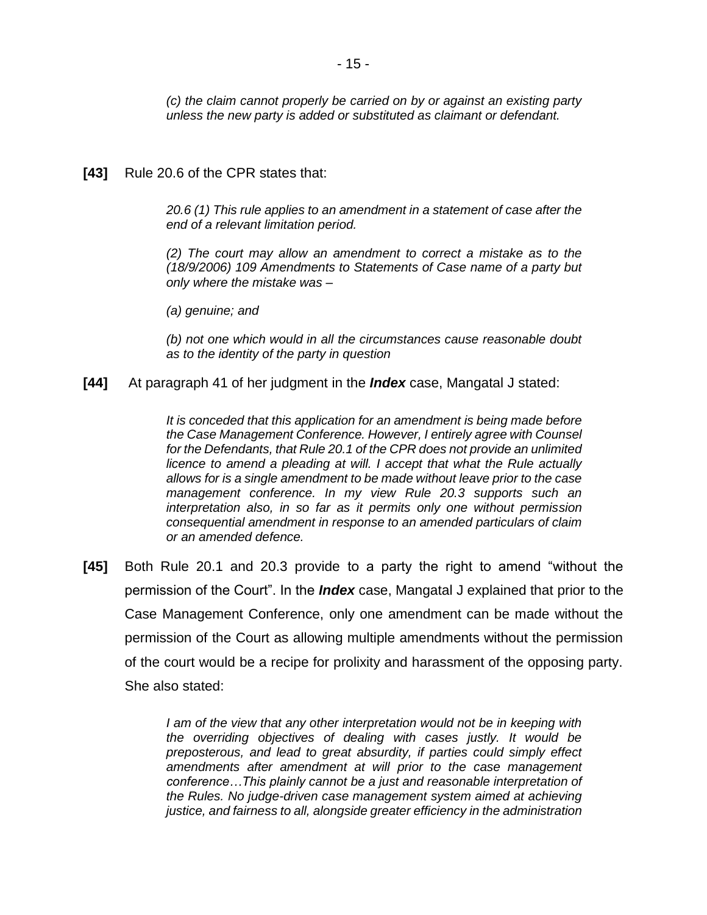*(c) the claim cannot properly be carried on by or against an existing party unless the new party is added or substituted as claimant or defendant.*

**[43]** Rule 20.6 of the CPR states that:

> *20.6 (1) This rule applies to an amendment in a statement of case after the end of a relevant limitation period.*
>
> *(2) The court may allow an amendment to correct a mistake as to the (18/9/2006) 109 Amendments to Statements of Case name of a party but only where the mistake was –*
>
> *(a) genuine; and*
>
> *(b) not one which would in all the circumstances cause reasonable doubt as to the identity of the party in question*

**[44]** At paragraph 41 of her judgment in the ***Index*** case, Mangatal J stated:

> *It is conceded that this application for an amendment is being made before the Case Management Conference. However, I entirely agree with Counsel for the Defendants, that Rule 20.1 of the CPR does not provide an unlimited licence to amend a pleading at will. I accept that what the Rule actually allows for is a single amendment to be made without leave prior to the case management conference. In my view Rule 20.3 supports such an interpretation also, in so far as it permits only one without permission consequential amendment in response to an amended particulars of claim or an amended defence.*

**[45]** Both Rule 20.1 and 20.3 provide to a party the right to amend "without the permission of the Court". In the ***Index*** case, Mangatal J explained that prior to the Case Management Conference, only one amendment can be made without the permission of the Court as allowing multiple amendments without the permission of the court would be a recipe for prolixity and harassment of the opposing party. She also stated:

> *I am of the view that any other interpretation would not be in keeping with the overriding objectives of dealing with cases justly. It would be preposterous, and lead to great absurdity, if parties could simply effect amendments after amendment at will prior to the case management conference…This plainly cannot be a just and reasonable interpretation of the Rules. No judge-driven case management system aimed at achieving justice, and fairness to all, alongside greater efficiency in the administration*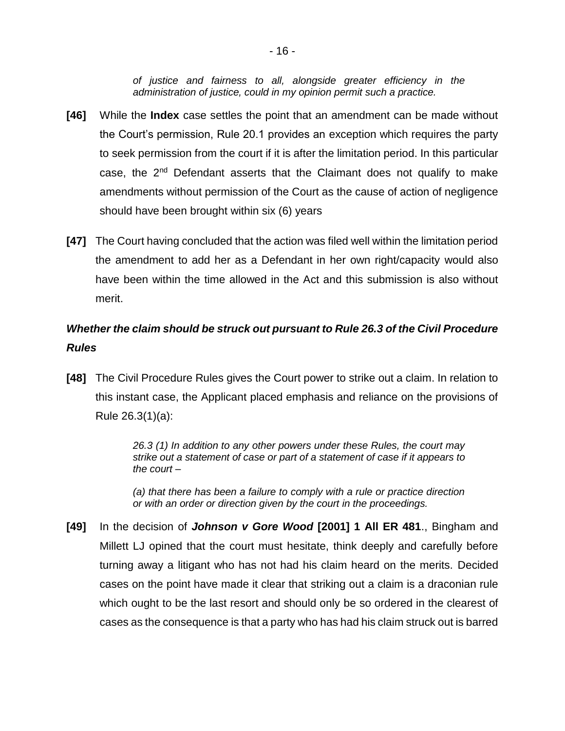*of justice and fairness to all, alongside greater efficiency in the administration of justice, could in my opinion permit such a practice.*

**[46]** While the **Index** case settles the point that an amendment can be made without the Court's permission, Rule 20.1 provides an exception which requires the party to seek permission from the court if it is after the limitation period. In this particular case, the 2nd Defendant asserts that the Claimant does not qualify to make amendments without permission of the Court as the cause of action of negligence should have been brought within six (6) years

**[47]** The Court having concluded that the action was filed well within the limitation period the amendment to add her as a Defendant in her own right/capacity would also have been within the time allowed in the Act and this submission is also without merit.

***Whether the claim should be struck out pursuant to Rule 26.3 of the Civil Procedure Rules***

**[48]** The Civil Procedure Rules gives the Court power to strike out a claim. In relation to this instant case, the Applicant placed emphasis and reliance on the provisions of Rule 26.3(1)(a):

> *26.3 (1) In addition to any other powers under these Rules, the court may strike out a statement of case or part of a statement of case if it appears to the court –*
>
> *(a) that there has been a failure to comply with a rule or practice direction or with an order or direction given by the court in the proceedings.*

**[49]** In the decision of ***Johnson v Gore Wood* [2001] 1 All ER 481**., Bingham and Millett LJ opined that the court must hesitate, think deeply and carefully before turning away a litigant who has not had his claim heard on the merits. Decided cases on the point have made it clear that striking out a claim is a draconian rule which ought to be the last resort and should only be so ordered in the clearest of cases as the consequence is that a party who has had his claim struck out is barred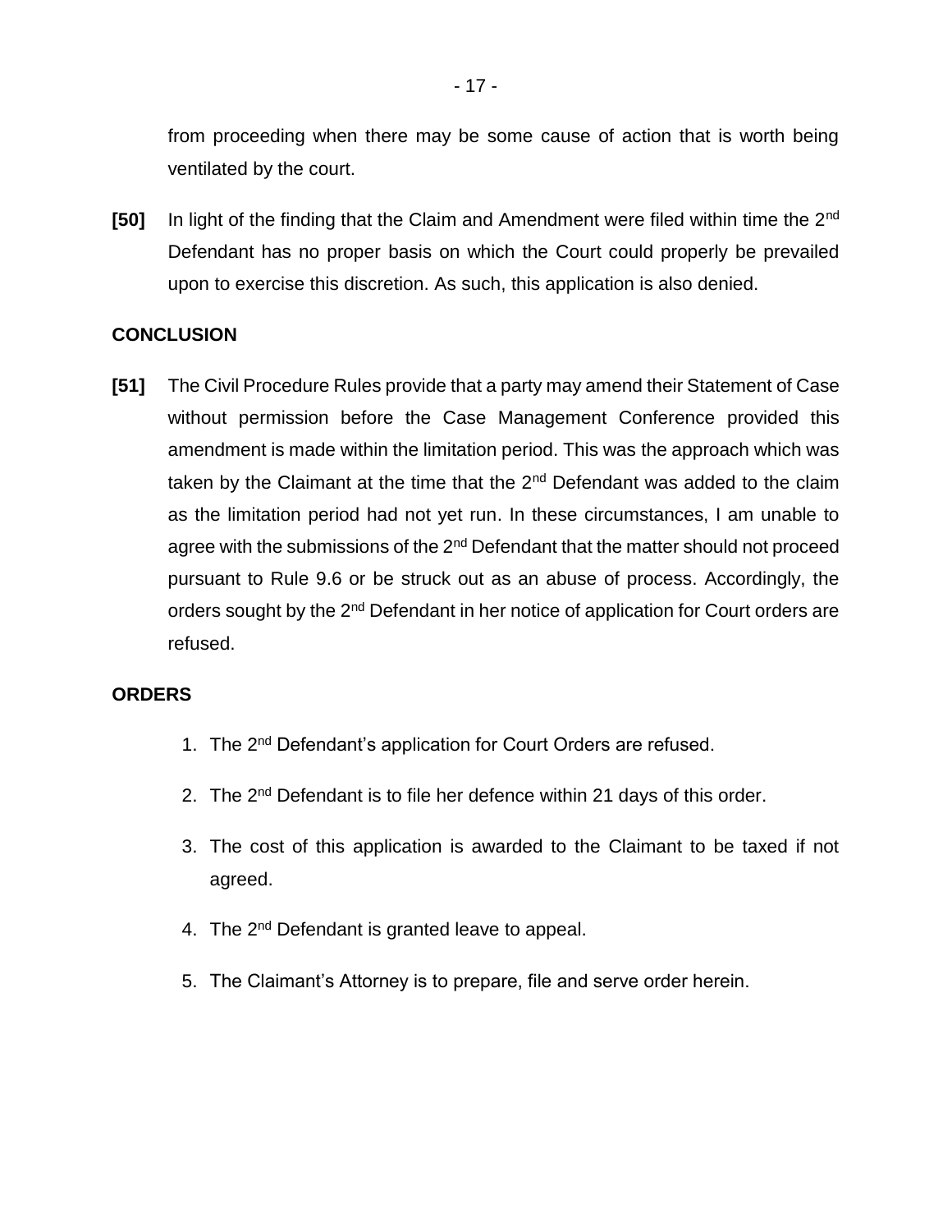from proceeding when there may be some cause of action that is worth being ventilated by the court.

**[50]** In light of the finding that the Claim and Amendment were filed within time the 2nd Defendant has no proper basis on which the Court could properly be prevailed upon to exercise this discretion. As such, this application is also denied.

## CONCLUSION

**[51]** The Civil Procedure Rules provide that a party may amend their Statement of Case without permission before the Case Management Conference provided this amendment is made within the limitation period. This was the approach which was taken by the Claimant at the time that the 2nd Defendant was added to the claim as the limitation period had not yet run. In these circumstances, I am unable to agree with the submissions of the 2nd Defendant that the matter should not proceed pursuant to Rule 9.6 or be struck out as an abuse of process. Accordingly, the orders sought by the 2nd Defendant in her notice of application for Court orders are refused.

## ORDERS

1. The 2nd Defendant's application for Court Orders are refused.
2. The 2nd Defendant is to file her defence within 21 days of this order.
3. The cost of this application is awarded to the Claimant to be taxed if not agreed.
4. The 2nd Defendant is granted leave to appeal.
5. The Claimant's Attorney is to prepare, file and serve order herein.